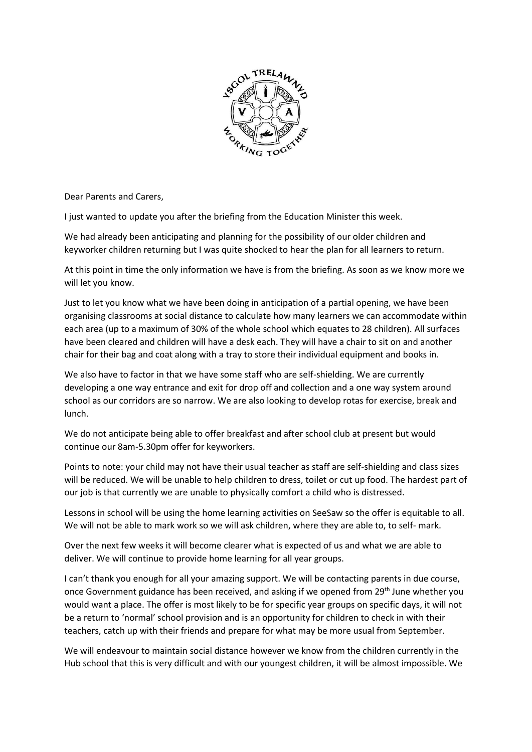Dear Parents and Carers,

I just wanted to update you after the briefing from the Education Minister this week.

We had already been anticipating and planning for the possibility of our older children and keyworker children returning but I was quite shocked to hear the plan for all learners to return.

At this point in time the only information we have is from the briefing. As soon as we know more we will let you know.

Just to let you know what we have been doing in anticipation of a partial opening, we have been organising classrooms at social distance to calculate how many learners we can accommodate within each area (up to a maximum of 30% of the whole school which equates to 28 children). All surfaces have been cleared and children will have a desk each. They will have a chair to sit on and another chair for their bag and coat along with a tray to store their individual equipment and books in.

We also have to factor in that we have some staff who are self-shielding. We are currently developing a one way entrance and exit for drop off and collection and a one way system around school as our corridors are so narrow. We are also looking to develop rotas for exercise, break and lunch.

We do not anticipate being able to offer breakfast and after school club at present but would continue our 8am-5.30pm offer for keyworkers.

Points to note: your child may not have their usual teacher as staff are self-shielding and class sizes will be reduced. We will be unable to help children to dress, toilet or cut up food. The hardest part of our job is that currently we are unable to physically comfort a child who is distressed.

Lessons in school will be using the home learning activities on SeeSaw so the offer is equitable to all. We will not be able to mark work so we will ask children, where they are able to, to self- mark.

Over the next few weeks it will become clearer what is expected of us and what we are able to deliver. We will continue to provide home learning for all year groups.

I can't thank you enough for all your amazing support. We will be contacting parents in due course, once Government guidance has been received, and asking if we opened from 29th June whether you would want a place. The offer is most likely to be for specific year groups on specific days, it will not be a return to 'normal' school provision and is an opportunity for children to check in with their teachers, catch up with their friends and prepare for what may be more usual from September.

We will endeavour to maintain social distance however we know from the children currently in the Hub school that this is very difficult and with our youngest children, it will be almost impossible. We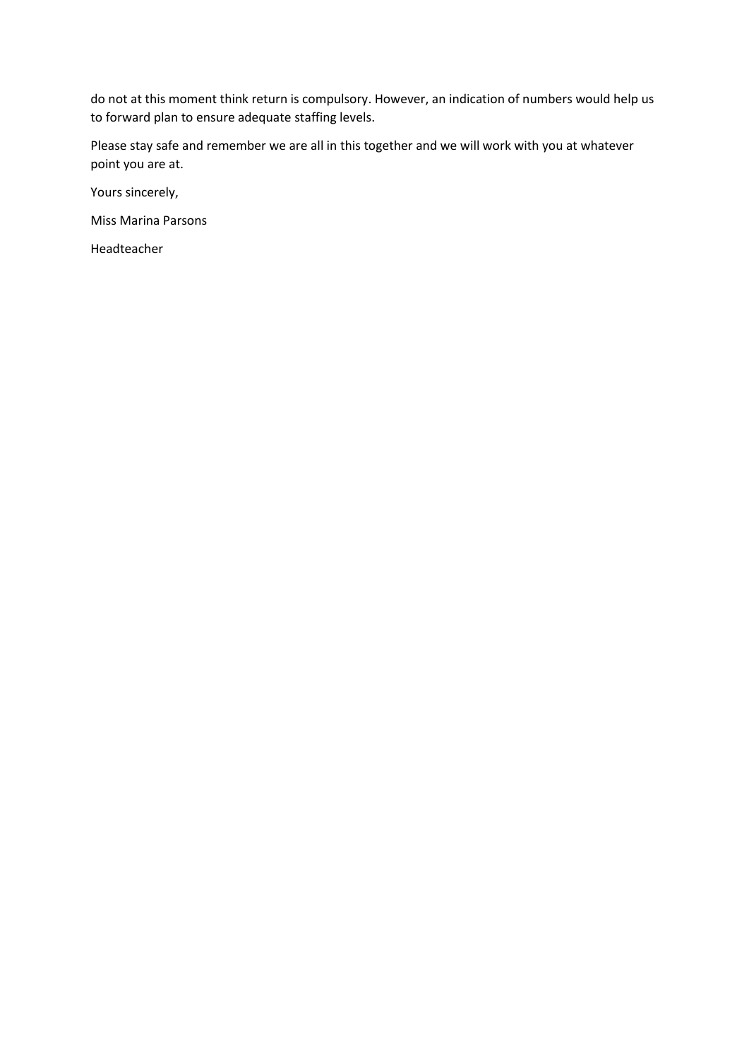do not at this moment think return is compulsory. However, an indication of numbers would help us to forward plan to ensure adequate staffing levels.

Please stay safe and remember we are all in this together and we will work with you at whatever point you are at.

Yours sincerely,

Miss Marina Parsons

Headteacher